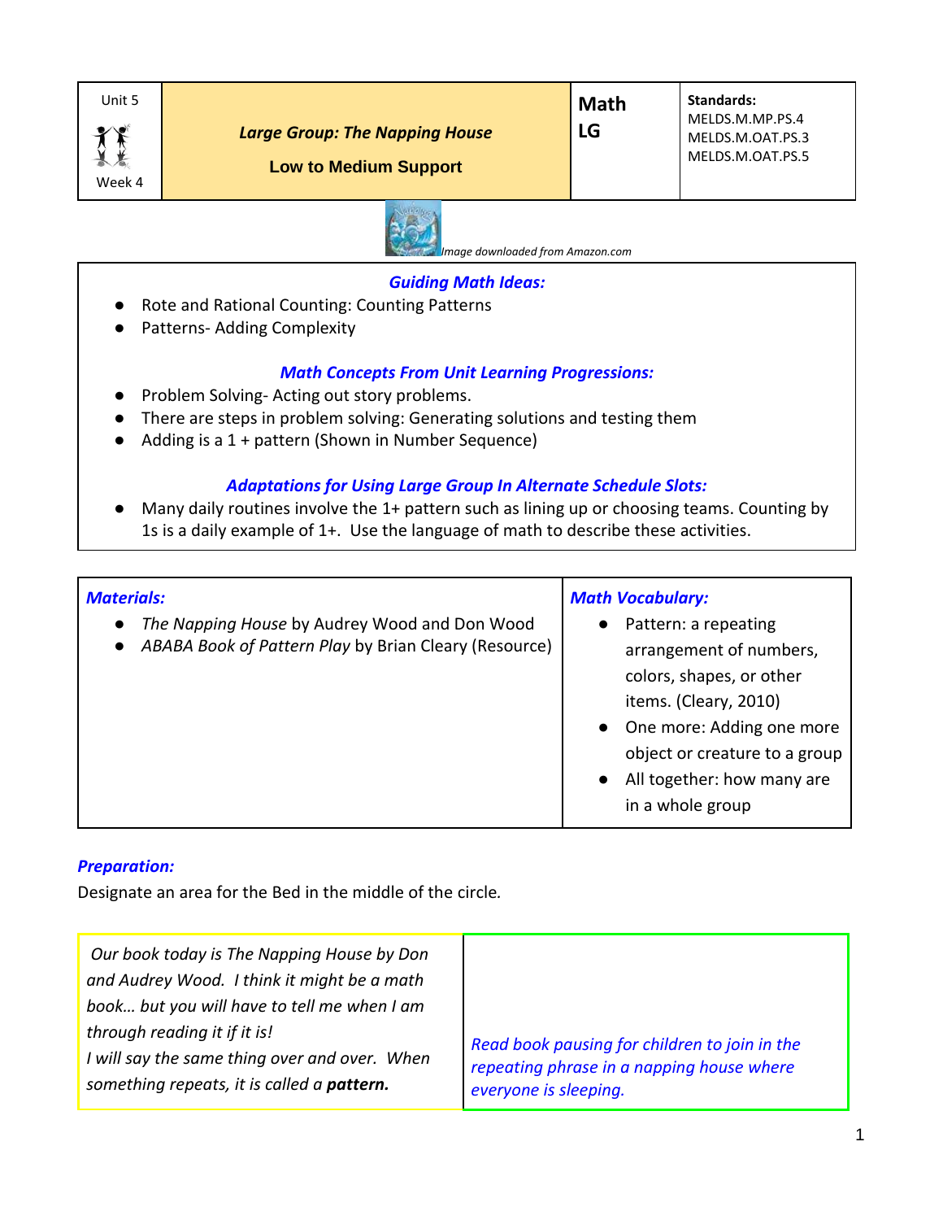| Unit 5<br>Week 4 | ***Large Group: The Napping House***<br>**Low to Medium Support** | **Math LG** | **Standards:**<br>MELDS.M.MP.PS.4<br>MELDS.M.OAT.PS.3<br>MELDS.M.OAT.PS.5 |
|---|---|---|---|

*Image downloaded from Amazon.com*

### *Guiding Math Ideas:*

- Rote and Rational Counting: Counting Patterns
- Patterns- Adding Complexity

### *Math Concepts From Unit Learning Progressions:*

- Problem Solving- Acting out story problems.
- There are steps in problem solving: Generating solutions and testing them
- Adding is a 1 + pattern (Shown in Number Sequence)

### *Adaptations for Using Large Group In Alternate Schedule Slots:*

- Many daily routines involve the 1+ pattern such as lining up or choosing teams. Counting by 1s is a daily example of 1+. Use the language of math to describe these activities.

| *Materials:* | *Math Vocabulary:* |
|---|---|
| • *The Napping House* by Audrey Wood and Don Wood<br>• *ABABA Book of Pattern Play* by Brian Cleary (Resource) | • Pattern: a repeating arrangement of numbers, colors, shapes, or other items. (Cleary, 2010)<br>• One more: Adding one more object or creature to a group<br>• All together: how many are in a whole group |

### *Preparation:*

Designate an area for the Bed in the middle of the circle.

| | |
|---|---|
| *Our book today is The Napping House by Don and Audrey Wood. I think it might be a math book… but you will have to tell me when I am through reading it if it is!*<br>*I will say the same thing over and over. When something repeats, it is called a* ***pattern.*** | *Read book pausing for children to join in the repeating phrase in a napping house where everyone is sleeping.* |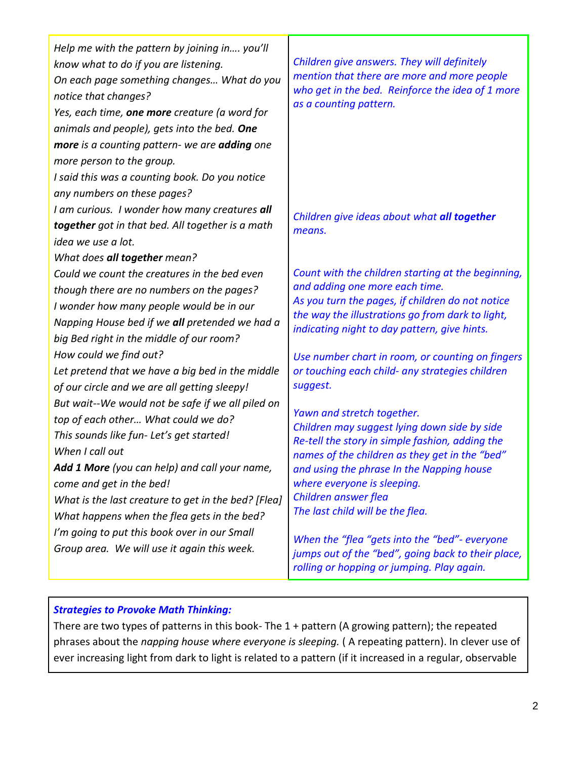| | |
|---|---|
| *Help me with the pattern by joining in…. you'll know what to do if you are listening.* <br> *On each page something changes… What do you notice that changes?* <br> *Yes, each time,* ***one more*** *creature (a word for animals and people), gets into the bed.* ***One more*** *is a counting pattern- we are* ***adding*** *one more person to the group.* <br> *I said this was a counting book. Do you notice any numbers on these pages?* <br> *I am curious. I wonder how many creatures* ***all together*** *got in that bed. All together is a math idea we use a lot.* <br> *What does* ***all together*** *mean?* <br> *Could we count the creatures in the bed even though there are no numbers on the pages?* <br> *I wonder how many people would be in our Napping House bed if we* ***all*** *pretended we had a big Bed right in the middle of our room?* <br> *How could we find out?* <br> *Let pretend that we have a big bed in the middle of our circle and we are all getting sleepy!* <br> *But wait--We would not be safe if we all piled on top of each other… What could we do?* <br> *This sounds like fun- Let's get started!* <br> *When I call out* <br> ***Add 1 More*** *(you can help) and call your name, come and get in the bed!* <br> *What is the last creature to get in the bed? [Flea]* <br> *What happens when the flea gets in the bed?* <br> *I'm going to put this book over in our Small Group area. We will use it again this week.* | *Children give answers. They will definitely mention that there are more and more people who get in the bed. Reinforce the idea of 1 more as a counting pattern.* <br><br> *Children give ideas about what* ***all together*** *means.* <br><br> *Count with the children starting at the beginning, and adding one more each time.* <br> *As you turn the pages, if children do not notice the way the illustrations go from dark to light, indicating night to day pattern, give hints.* <br><br> *Use number chart in room, or counting on fingers or touching each child- any strategies children suggest.* <br><br> *Yawn and stretch together.* <br> *Children may suggest lying down side by side* <br> *Re-tell the story in simple fashion, adding the names of the children as they get in the "bed" and using the phrase In the Napping house where everyone is sleeping.* <br> *Children answer flea* <br> *The last child will be the flea.* <br><br> *When the "flea "gets into the "bed"- everyone jumps out of the "bed", going back to their place, rolling or hopping or jumping. Play again.* |

***Strategies to Provoke Math Thinking:***

There are two types of patterns in this book- The 1 + pattern (A growing pattern); the repeated phrases about the *napping house where everyone is sleeping.* ( A repeating pattern). In clever use of ever increasing light from dark to light is related to a pattern (if it increased in a regular, observable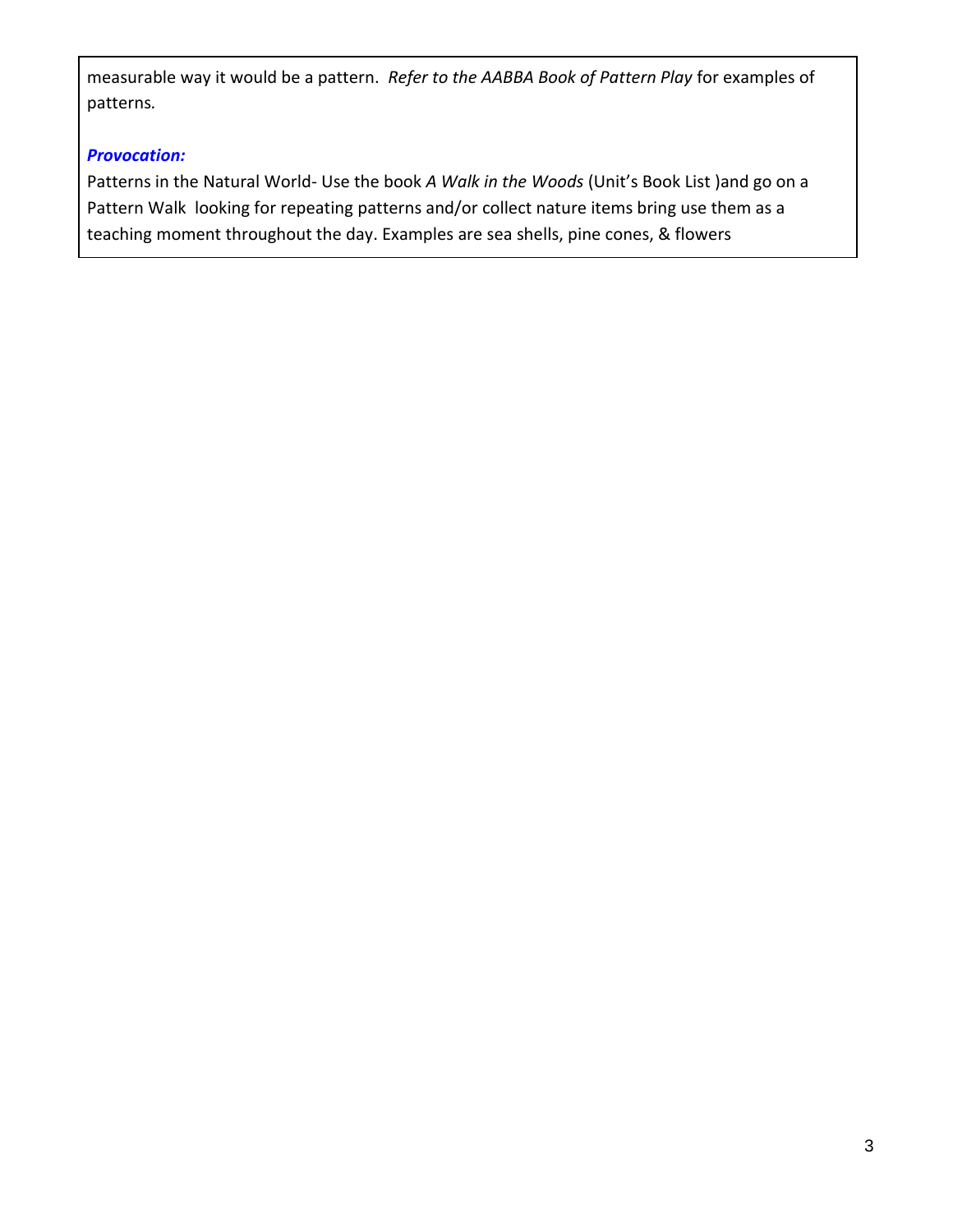measurable way it would be a pattern. *Refer to the AABBA Book of Pattern Play* for examples of patterns.

***Provocation:***

Patterns in the Natural World- Use the book *A Walk in the Woods* (Unit's Book List )and go on a Pattern Walk looking for repeating patterns and/or collect nature items bring use them as a teaching moment throughout the day. Examples are sea shells, pine cones, & flowers